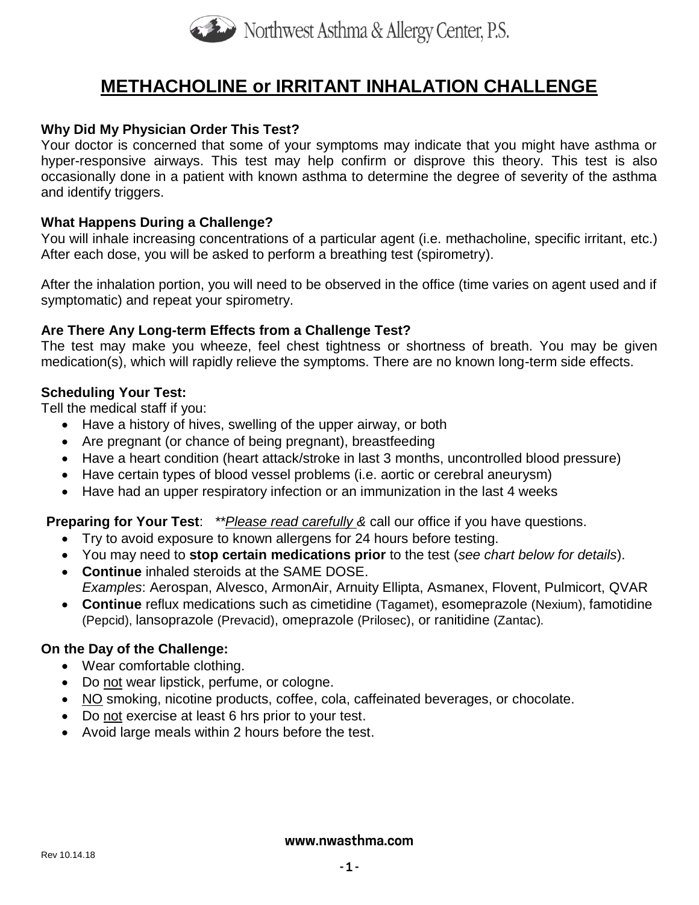Northwest Asthma & Allergy Center, P.S.

# METHACHOLINE or IRRITANT INHALATION CHALLENGE

### Why Did My Physician Order This Test?

Your doctor is concerned that some of your symptoms may indicate that you might have asthma or hyper-responsive airways. This test may help confirm or disprove this theory. This test is also occasionally done in a patient with known asthma to determine the degree of severity of the asthma and identify triggers.

### What Happens During a Challenge?

You will inhale increasing concentrations of a particular agent (i.e. methacholine, specific irritant, etc.) After each dose, you will be asked to perform a breathing test (spirometry).

After the inhalation portion, you will need to be observed in the office (time varies on agent used and if symptomatic) and repeat your spirometry.

### Are There Any Long-term Effects from a Challenge Test?

The test may make you wheeze, feel chest tightness or shortness of breath. You may be given medication(s), which will rapidly relieve the symptoms. There are no known long-term side effects.

### Scheduling Your Test:

Tell the medical staff if you:

- Have a history of hives, swelling of the upper airway, or both
- Are pregnant (or chance of being pregnant), breastfeeding
- Have a heart condition (heart attack/stroke in last 3 months, uncontrolled blood pressure)
- Have certain types of blood vessel problems (i.e. aortic or cerebral aneurysm)
- Have had an upper respiratory infection or an immunization in the last 4 weeks

**Preparing for Your Test**: *\*\*Please read carefully &* call our office if you have questions.

- Try to avoid exposure to known allergens for 24 hours before testing.
- You may need to **stop certain medications prior** to the test (*see chart below for details*).
- **Continue** inhaled steroids at the SAME DOSE.
  *Examples*: Aerospan, Alvesco, ArmonAir, Arnuity Ellipta, Asmanex, Flovent, Pulmicort, QVAR
- **Continue** reflux medications such as cimetidine (Tagamet), esomeprazole (Nexium), famotidine (Pepcid), lansoprazole (Prevacid), omeprazole (Prilosec), or ranitidine (Zantac).

### On the Day of the Challenge:

- Wear comfortable clothing.
- Do not wear lipstick, perfume, or cologne.
- NO smoking, nicotine products, coffee, cola, caffeinated beverages, or chocolate.
- Do not exercise at least 6 hrs prior to your test.
- Avoid large meals within 2 hours before the test.

www.nwasthma.com

Rev 10.14.18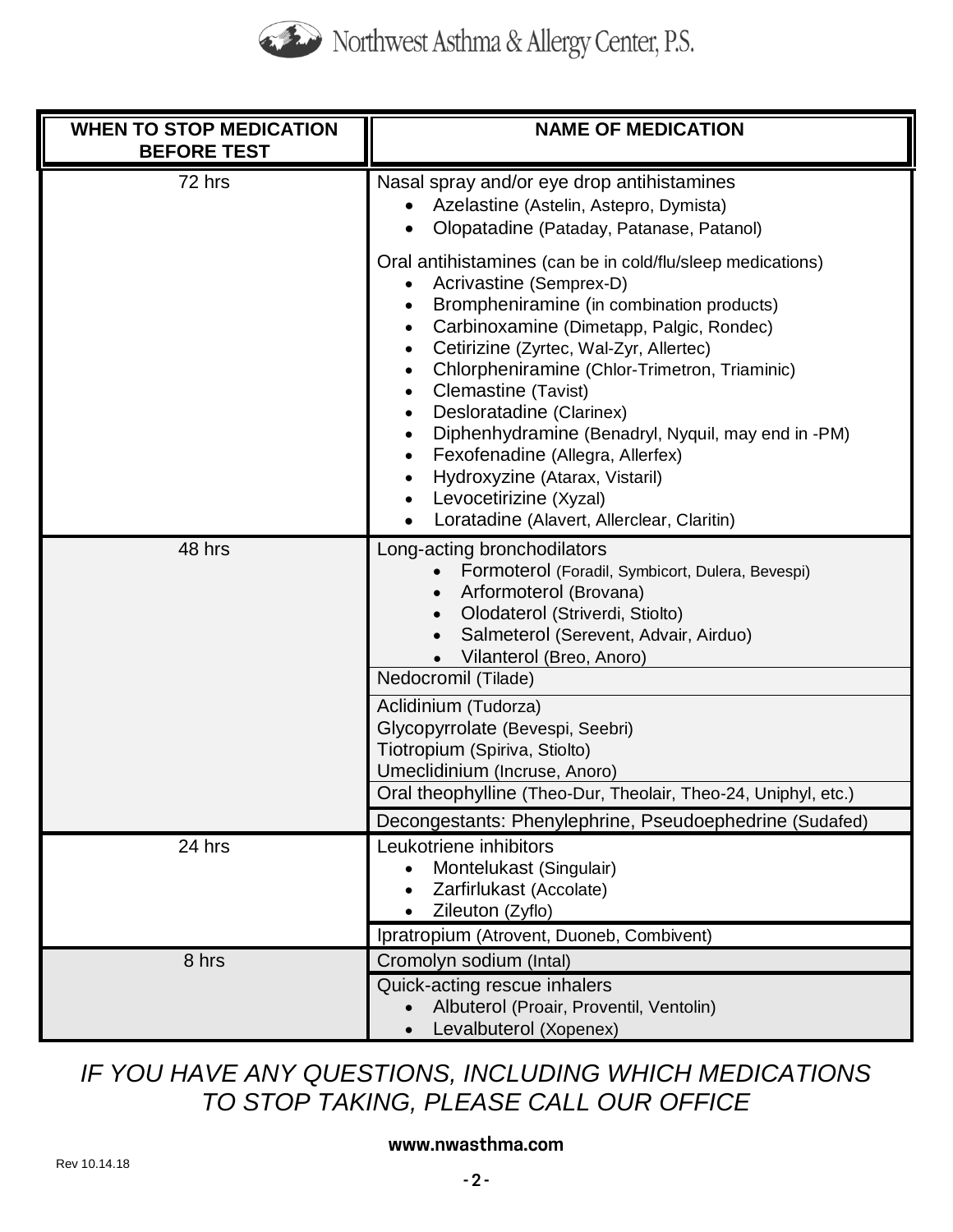| WHEN TO STOP MEDICATION BEFORE TEST | NAME OF MEDICATION |
|---|---|
| 72 hrs | Nasal spray and/or eye drop antihistamines<br>• Azelastine (Astelin, Astepro, Dymista)<br>• Olopatadine (Pataday, Patanase, Patanol)<br><br>Oral antihistamines (can be in cold/flu/sleep medications)<br>• Acrivastine (Semprex-D)<br>• Brompheniramine (in combination products)<br>• Carbinoxamine (Dimetapp, Palgic, Rondec)<br>• Cetirizine (Zyrtec, Wal-Zyr, Allertec)<br>• Chlorpheniramine (Chlor-Trimetron, Triaminic)<br>• Clemastine (Tavist)<br>• Desloratadine (Clarinex)<br>• Diphenhydramine (Benadryl, Nyquil, may end in -PM)<br>• Fexofenadine (Allegra, Allerfex)<br>• Hydroxyzine (Atarax, Vistaril)<br>• Levocetirizine (Xyzal)<br>• Loratadine (Alavert, Allerclear, Claritin) |
| 48 hrs | Long-acting bronchodilators<br>• Formoterol (Foradil, Symbicort, Dulera, Bevespi)<br>• Arformoterol (Brovana)<br>• Olodaterol (Striverdi, Stiolto)<br>• Salmeterol (Serevent, Advair, Airduo)<br>• Vilanterol (Breo, Anoro) |
| | Nedocromil (Tilade) |
| | Aclidinium (Tudorza)<br>Glycopyrrolate (Bevespi, Seebri)<br>Tiotropium (Spiriva, Stiolto)<br>Umeclidinium (Incruse, Anoro) |
| | Oral theophylline (Theo-Dur, Theolair, Theo-24, Uniphyl, etc.) |
| | Decongestants: Phenylephrine, Pseudoephedrine (Sudafed) |
| 24 hrs | Leukotriene inhibitors<br>• Montelukast (Singulair)<br>• Zarfirlukast (Accolate)<br>• Zileuton (Zyflo) |
| | Ipratropium (Atrovent, Duoneb, Combivent) |
| 8 hrs | Cromolyn sodium (Intal) |
| | Quick-acting rescue inhalers<br>• Albuterol (Proair, Proventil, Ventolin)<br>• Levalbuterol (Xopenex) |

*IF YOU HAVE ANY QUESTIONS, INCLUDING WHICH MEDICATIONS TO STOP TAKING, PLEASE CALL OUR OFFICE*

**www.nwasthma.com**

Rev 10.14.18